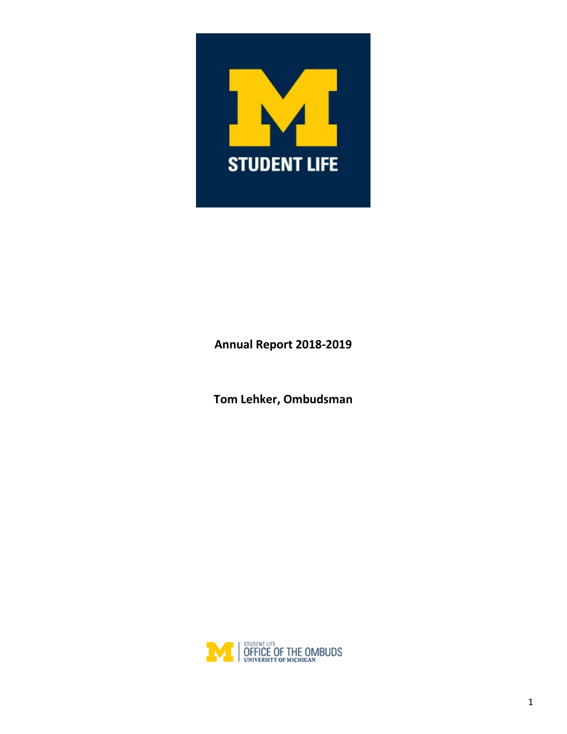STUDENT LIFE

**Annual Report 2018-2019**

**Tom Lehker, Ombudsman**

STUDENT LIFE
OFFICE OF THE OMBUDS
UNIVERSITY OF MICHIGAN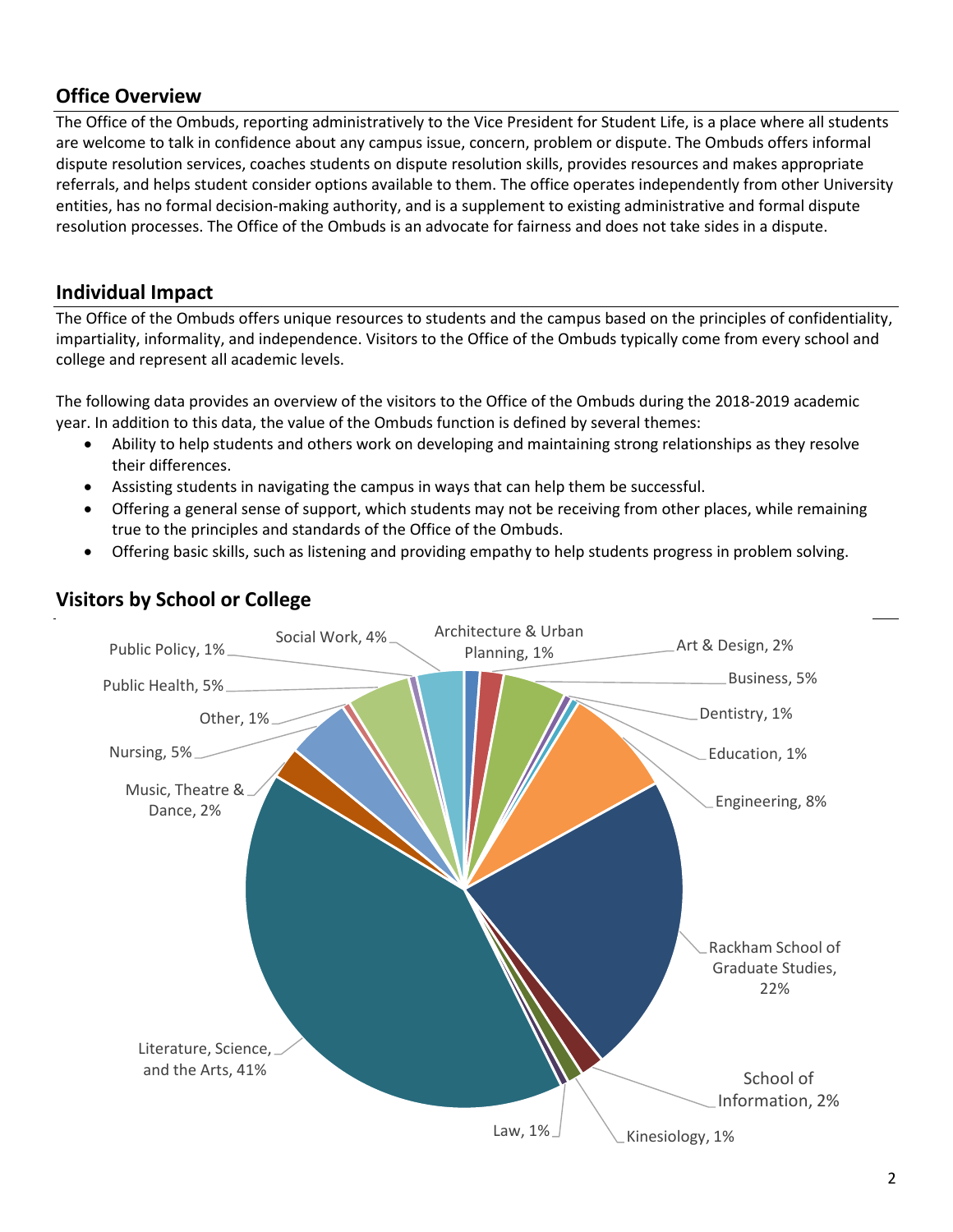## Office Overview

The Office of the Ombuds, reporting administratively to the Vice President for Student Life, is a place where all students are welcome to talk in confidence about any campus issue, concern, problem or dispute. The Ombuds offers informal dispute resolution services, coaches students on dispute resolution skills, provides resources and makes appropriate referrals, and helps student consider options available to them. The office operates independently from other University entities, has no formal decision-making authority, and is a supplement to existing administrative and formal dispute resolution processes. The Office of the Ombuds is an advocate for fairness and does not take sides in a dispute.

## Individual Impact

The Office of the Ombuds offers unique resources to students and the campus based on the principles of confidentiality, impartiality, informality, and independence. Visitors to the Office of the Ombuds typically come from every school and college and represent all academic levels.

The following data provides an overview of the visitors to the Office of the Ombuds during the 2018-2019 academic year. In addition to this data, the value of the Ombuds function is defined by several themes:

- Ability to help students and others work on developing and maintaining strong relationships as they resolve their differences.
- Assisting students in navigating the campus in ways that can help them be successful.
- Offering a general sense of support, which students may not be receiving from other places, while remaining true to the principles and standards of the Office of the Ombuds.
- Offering basic skills, such as listening and providing empathy to help students progress in problem solving.

## Visitors by School or College

| School or College | Percentage |
|---|---|
| Architecture & Urban Planning | 1% |
| Art & Design | 2% |
| Business | 5% |
| Dentistry | 1% |
| Education | 1% |
| Engineering | 8% |
| Rackham School of Graduate Studies | 22% |
| School of Information | 2% |
| Kinesiology | 1% |
| Law | 1% |
| Literature, Science, and the Arts | 41% |
| Music, Theatre & Dance | 2% |
| Nursing | 5% |
| Other | 1% |
| Public Health | 5% |
| Public Policy | 1% |
| Social Work | 4% |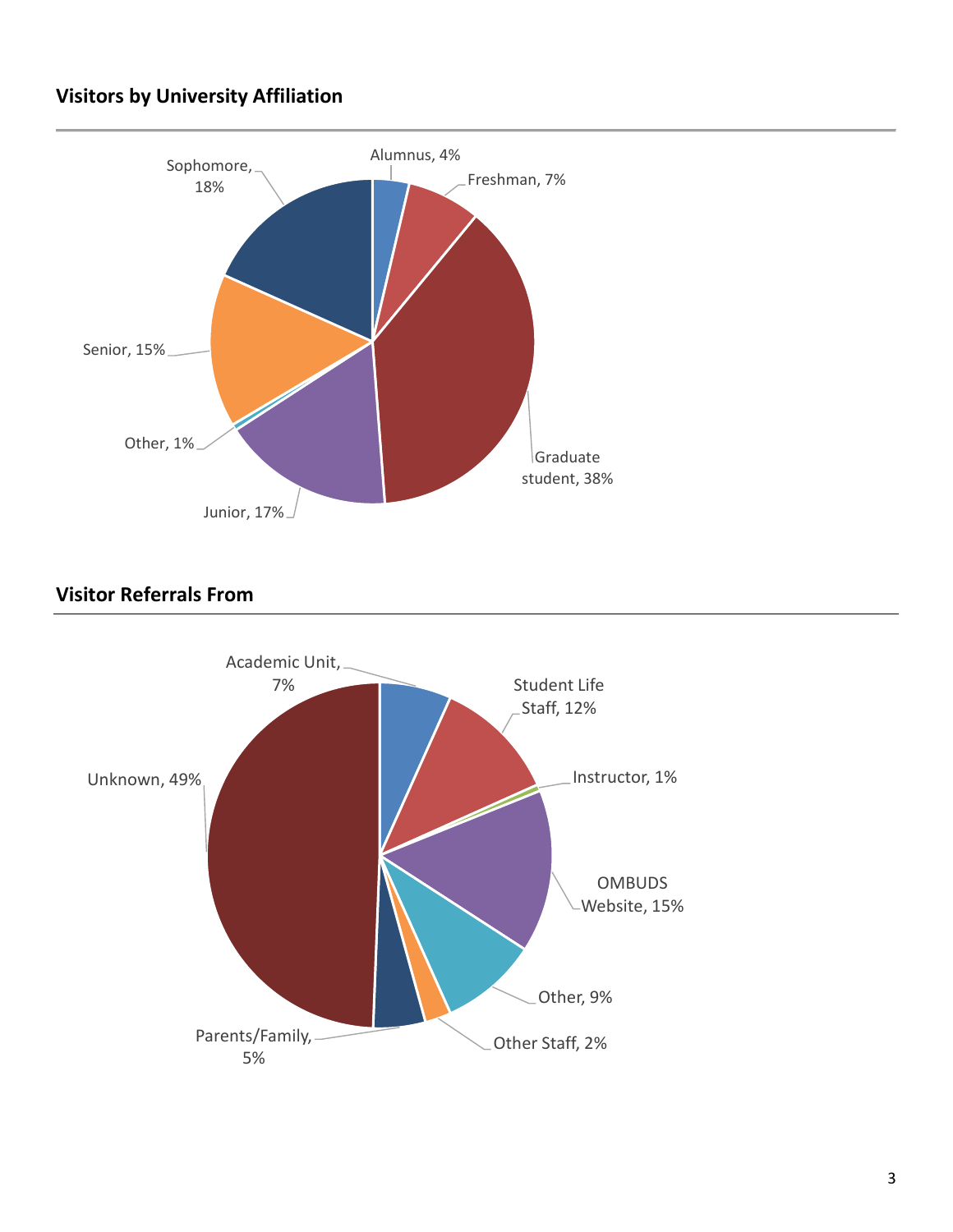## Visitors by University Affiliation

Alumnus, 4%

Freshman, 7%

Graduate student, 38%

Junior, 17%

Other, 1%

Senior, 15%

Sophomore, 18%

## Visitor Referrals From

Academic Unit, 7%

Student Life Staff, 12%

Instructor, 1%

OMBUDS Website, 15%

Other, 9%

Other Staff, 2%

Parents/Family, 5%

Unknown, 49%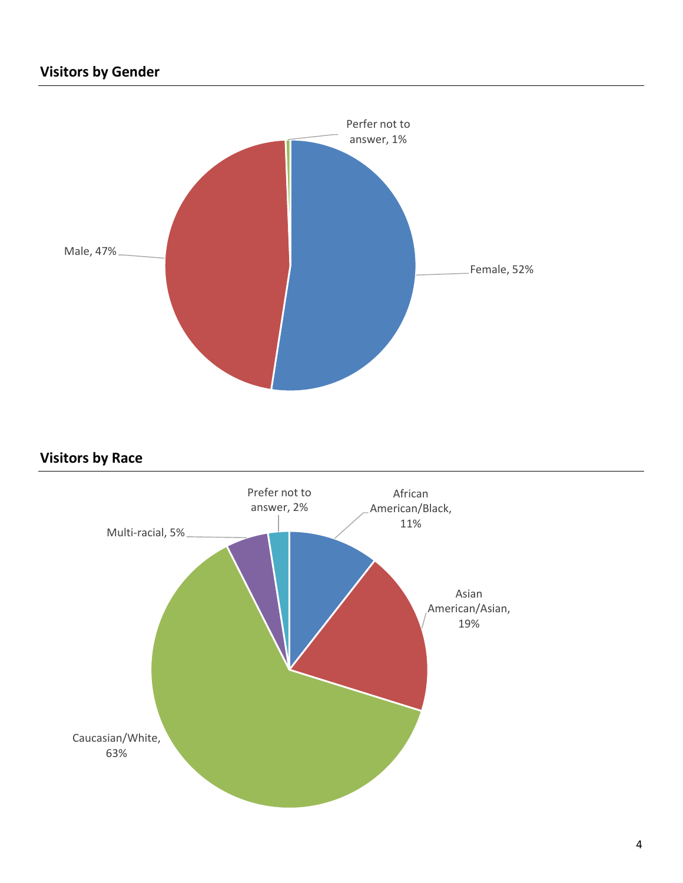## Visitors by Gender

Perfer not to answer, 1%

Male, 47%

Female, 52%

## Visitors by Race

Prefer not to answer, 2%

African American/Black, 11%

Multi-racial, 5%

Asian American/Asian, 19%

Caucasian/White, 63%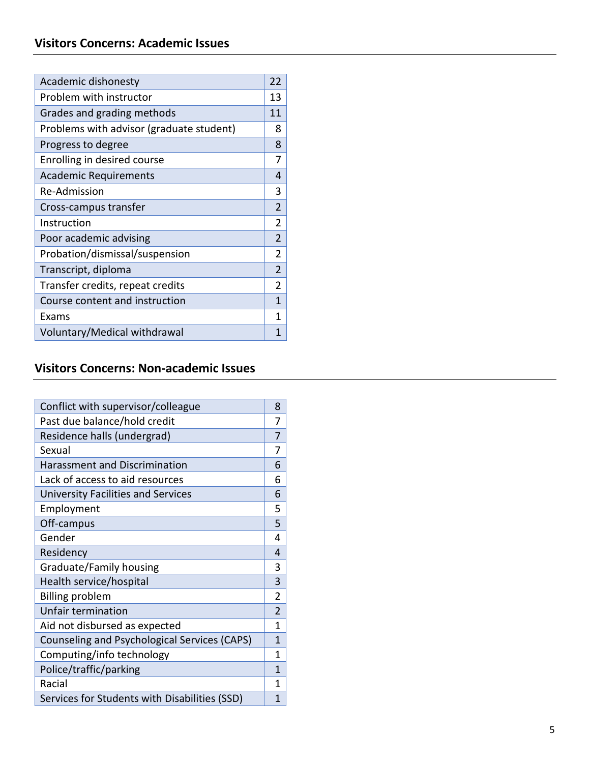## Visitors Concerns: Academic Issues

| | |
|---|---|
| Academic dishonesty | 22 |
| Problem with instructor | 13 |
| Grades and grading methods | 11 |
| Problems with advisor (graduate student) | 8 |
| Progress to degree | 8 |
| Enrolling in desired course | 7 |
| Academic Requirements | 4 |
| Re-Admission | 3 |
| Cross-campus transfer | 2 |
| Instruction | 2 |
| Poor academic advising | 2 |
| Probation/dismissal/suspension | 2 |
| Transcript, diploma | 2 |
| Transfer credits, repeat credits | 2 |
| Course content and instruction | 1 |
| Exams | 1 |
| Voluntary/Medical withdrawal | 1 |

## Visitors Concerns: Non-academic Issues

| | |
|---|---|
| Conflict with supervisor/colleague | 8 |
| Past due balance/hold credit | 7 |
| Residence halls (undergrad) | 7 |
| Sexual | 7 |
| Harassment and Discrimination | 6 |
| Lack of access to aid resources | 6 |
| University Facilities and Services | 6 |
| Employment | 5 |
| Off-campus | 5 |
| Gender | 4 |
| Residency | 4 |
| Graduate/Family housing | 3 |
| Health service/hospital | 3 |
| Billing problem | 2 |
| Unfair termination | 2 |
| Aid not disbursed as expected | 1 |
| Counseling and Psychological Services (CAPS) | 1 |
| Computing/info technology | 1 |
| Police/traffic/parking | 1 |
| Racial | 1 |
| Services for Students with Disabilities (SSD) | 1 |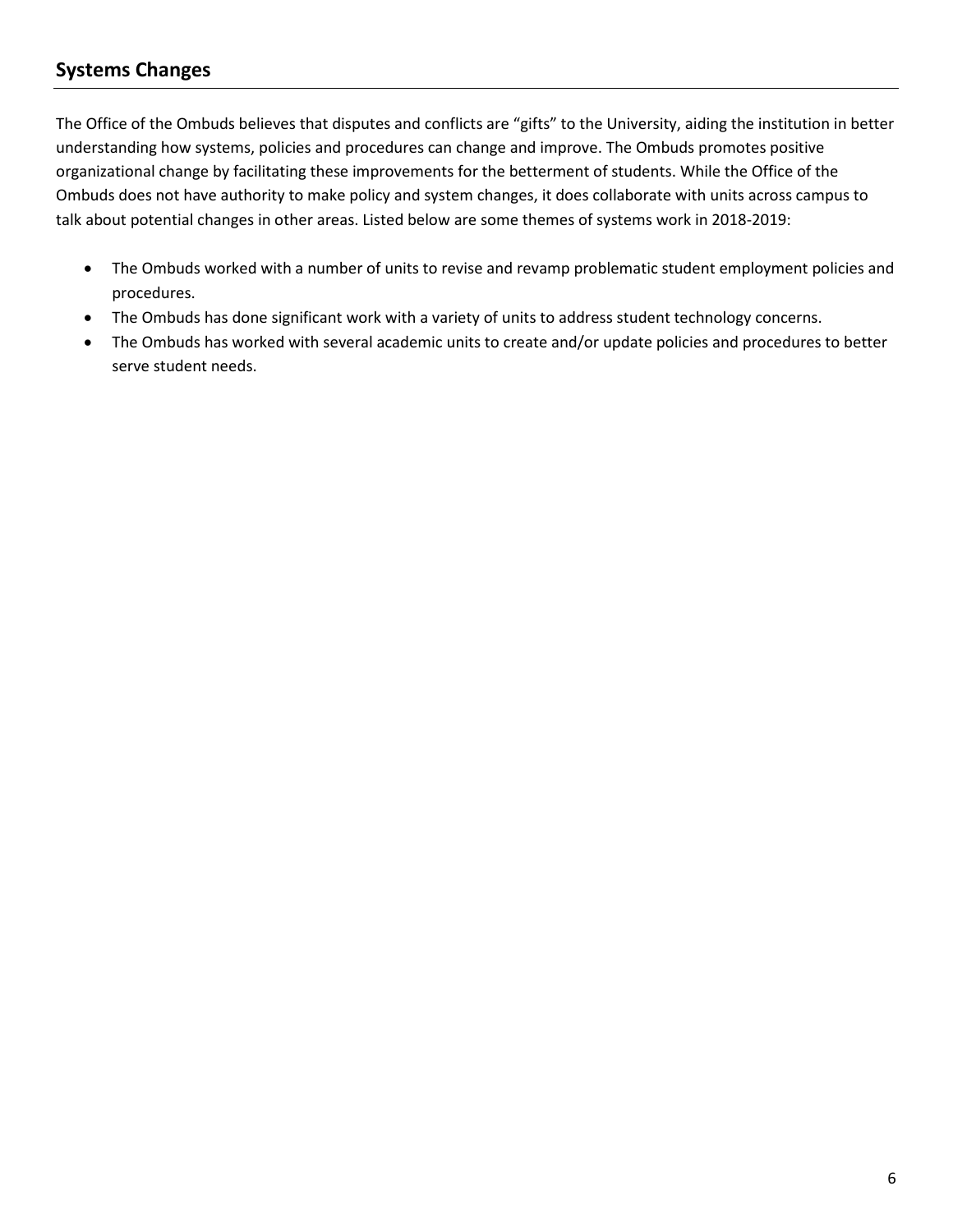## Systems Changes

The Office of the Ombuds believes that disputes and conflicts are "gifts" to the University, aiding the institution in better understanding how systems, policies and procedures can change and improve. The Ombuds promotes positive organizational change by facilitating these improvements for the betterment of students. While the Office of the Ombuds does not have authority to make policy and system changes, it does collaborate with units across campus to talk about potential changes in other areas. Listed below are some themes of systems work in 2018-2019:

- The Ombuds worked with a number of units to revise and revamp problematic student employment policies and procedures.
- The Ombuds has done significant work with a variety of units to address student technology concerns.
- The Ombuds has worked with several academic units to create and/or update policies and procedures to better serve student needs.